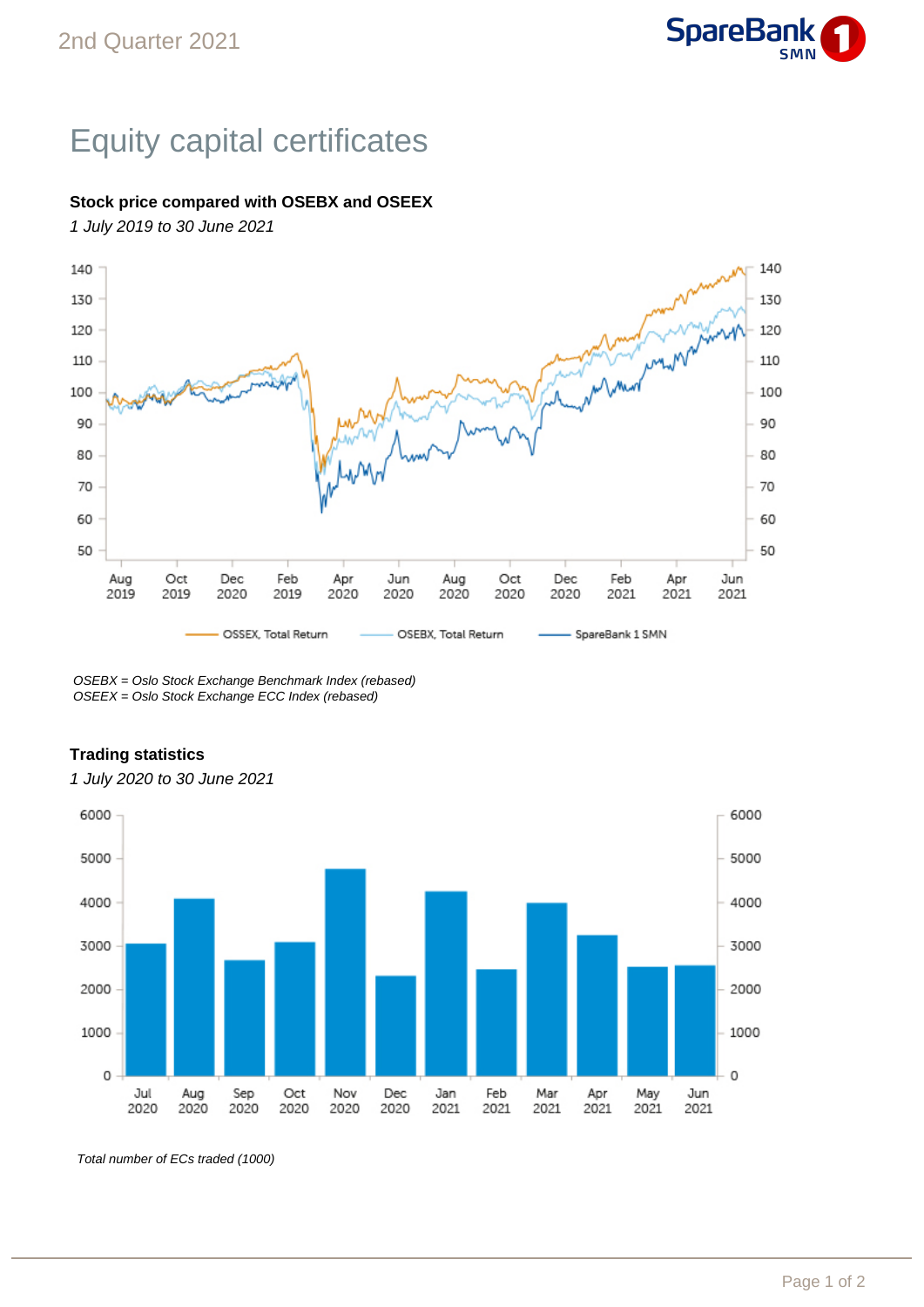# Equity capital certificates

**Stock price compared with OSEBX and OSEEX**

*1 July 2019 to 30 June 2021*

*OSEBX = Oslo Stock Exchange Benchmark Index (rebased)*
*OSEEX = Oslo Stock Exchange ECC Index (rebased)*

**Trading statistics**

*1 July 2020 to 30 June 2021*

*Total number of ECs traded (1000)*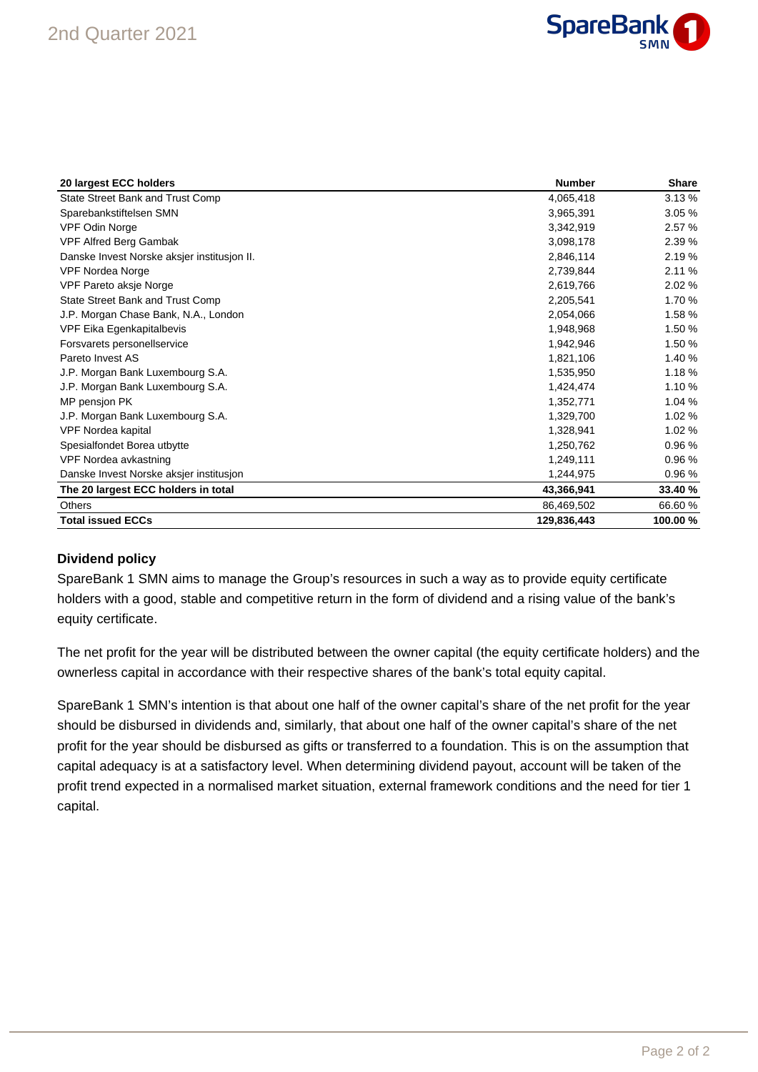| 20 largest ECC holders | Number | Share |
|---|---|---|
| State Street Bank and Trust Comp | 4,065,418 | 3.13 % |
| Sparebankstiftelsen SMN | 3,965,391 | 3.05 % |
| VPF Odin Norge | 3,342,919 | 2.57 % |
| VPF Alfred Berg Gambak | 3,098,178 | 2.39 % |
| Danske Invest Norske aksjer institusjon II. | 2,846,114 | 2.19 % |
| VPF Nordea Norge | 2,739,844 | 2.11 % |
| VPF Pareto aksje Norge | 2,619,766 | 2.02 % |
| State Street Bank and Trust Comp | 2,205,541 | 1.70 % |
| J.P. Morgan Chase Bank, N.A., London | 2,054,066 | 1.58 % |
| VPF Eika Egenkapitalbevis | 1,948,968 | 1.50 % |
| Forsvarets personellservice | 1,942,946 | 1.50 % |
| Pareto Invest AS | 1,821,106 | 1.40 % |
| J.P. Morgan Bank Luxembourg S.A. | 1,535,950 | 1.18 % |
| J.P. Morgan Bank Luxembourg S.A. | 1,424,474 | 1.10 % |
| MP pensjon PK | 1,352,771 | 1.04 % |
| J.P. Morgan Bank Luxembourg S.A. | 1,329,700 | 1.02 % |
| VPF Nordea kapital | 1,328,941 | 1.02 % |
| Spesialfondet Borea utbytte | 1,250,762 | 0.96 % |
| VPF Nordea avkastning | 1,249,111 | 0.96 % |
| Danske Invest Norske aksjer institusjon | 1,244,975 | 0.96 % |
| **The 20 largest ECC holders in total** | **43,366,941** | **33.40 %** |
| Others | 86,469,502 | 66.60 % |
| **Total issued ECCs** | **129,836,443** | **100.00 %** |

**Dividend policy**

SpareBank 1 SMN aims to manage the Group's resources in such a way as to provide equity certificate holders with a good, stable and competitive return in the form of dividend and a rising value of the bank's equity certificate.

The net profit for the year will be distributed between the owner capital (the equity certificate holders) and the ownerless capital in accordance with their respective shares of the bank's total equity capital.

SpareBank 1 SMN's intention is that about one half of the owner capital's share of the net profit for the year should be disbursed in dividends and, similarly, that about one half of the owner capital's share of the net profit for the year should be disbursed as gifts or transferred to a foundation. This is on the assumption that capital adequacy is at a satisfactory level. When determining dividend payout, account will be taken of the profit trend expected in a normalised market situation, external framework conditions and the need for tier 1 capital.